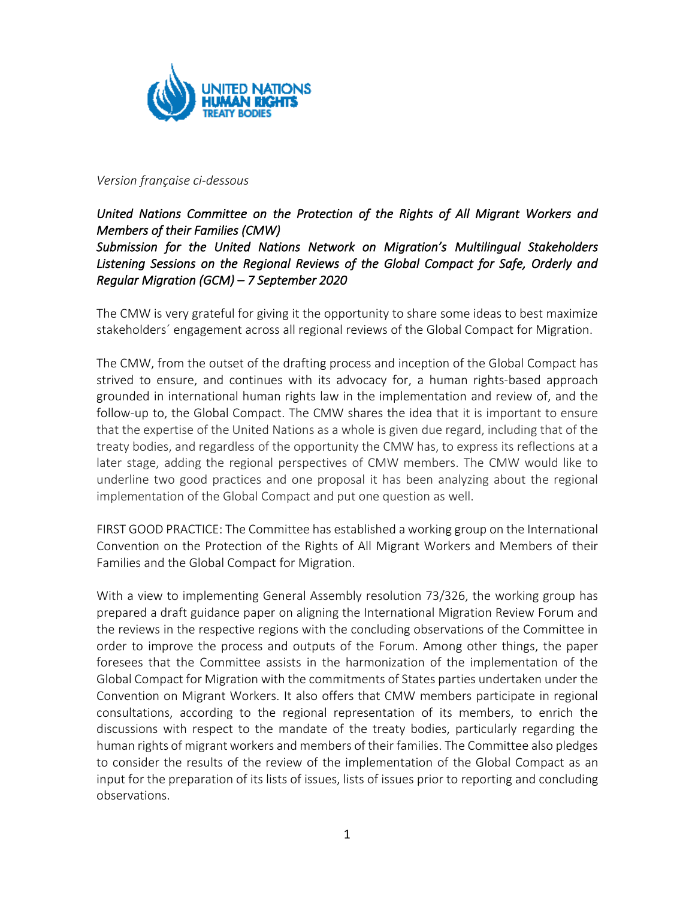*Version française ci-dessous*

*United Nations Committee on the Protection of the Rights of All Migrant Workers and Members of their Families (CMW)*
*Submission for the United Nations Network on Migration's Multilingual Stakeholders Listening Sessions on the Regional Reviews of the Global Compact for Safe, Orderly and Regular Migration (GCM) – 7 September 2020*

The CMW is very grateful for giving it the opportunity to share some ideas to best maximize stakeholders´ engagement across all regional reviews of the Global Compact for Migration.

The CMW, from the outset of the drafting process and inception of the Global Compact has strived to ensure, and continues with its advocacy for, a human rights-based approach grounded in international human rights law in the implementation and review of, and the follow-up to, the Global Compact. The CMW shares the idea that it is important to ensure that the expertise of the United Nations as a whole is given due regard, including that of the treaty bodies, and regardless of the opportunity the CMW has, to express its reflections at a later stage, adding the regional perspectives of CMW members. The CMW would like to underline two good practices and one proposal it has been analyzing about the regional implementation of the Global Compact and put one question as well.

FIRST GOOD PRACTICE: The Committee has established a working group on the International Convention on the Protection of the Rights of All Migrant Workers and Members of their Families and the Global Compact for Migration.

With a view to implementing General Assembly resolution 73/326, the working group has prepared a draft guidance paper on aligning the International Migration Review Forum and the reviews in the respective regions with the concluding observations of the Committee in order to improve the process and outputs of the Forum. Among other things, the paper foresees that the Committee assists in the harmonization of the implementation of the Global Compact for Migration with the commitments of States parties undertaken under the Convention on Migrant Workers. It also offers that CMW members participate in regional consultations, according to the regional representation of its members, to enrich the discussions with respect to the mandate of the treaty bodies, particularly regarding the human rights of migrant workers and members of their families. The Committee also pledges to consider the results of the review of the implementation of the Global Compact as an input for the preparation of its lists of issues, lists of issues prior to reporting and concluding observations.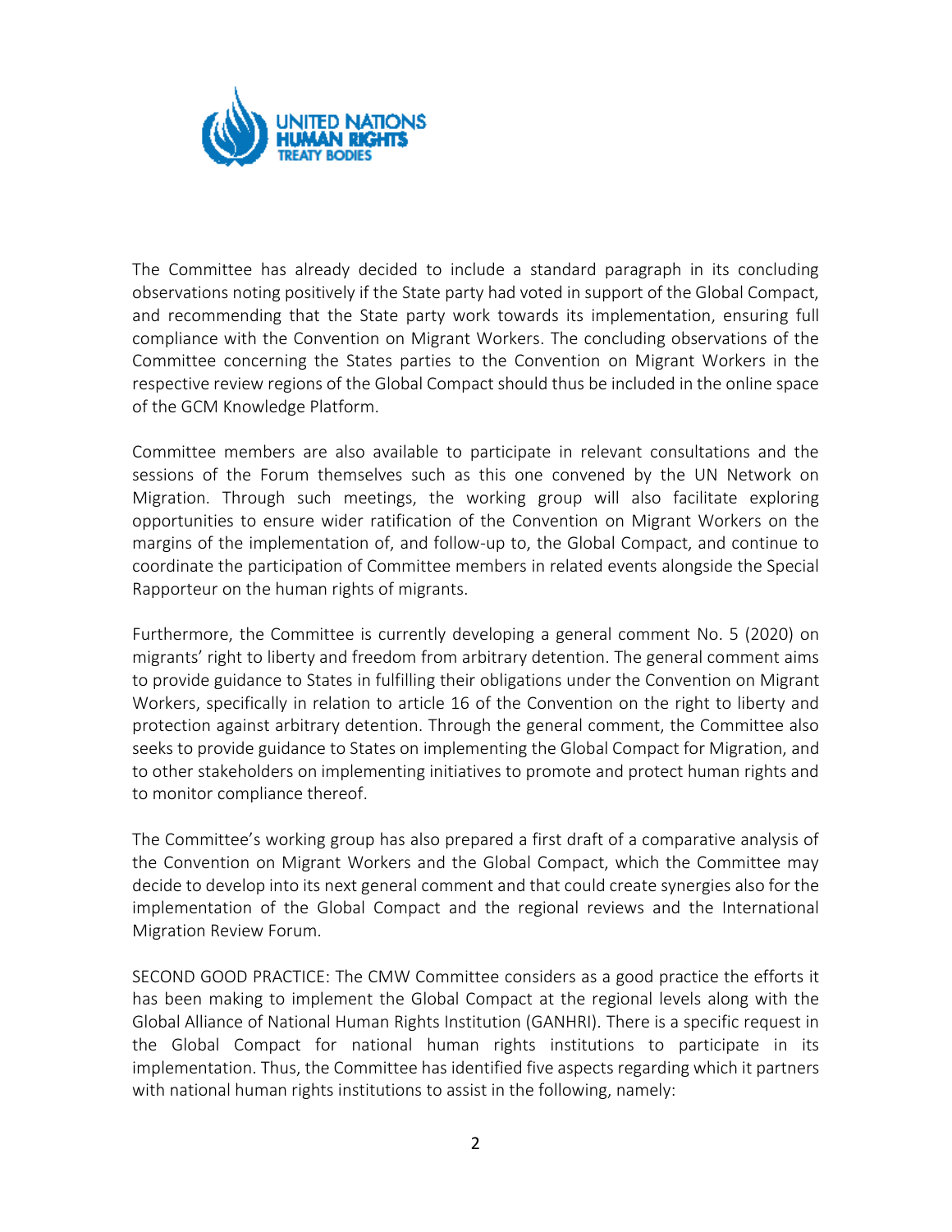The Committee has already decided to include a standard paragraph in its concluding observations noting positively if the State party had voted in support of the Global Compact, and recommending that the State party work towards its implementation, ensuring full compliance with the Convention on Migrant Workers. The concluding observations of the Committee concerning the States parties to the Convention on Migrant Workers in the respective review regions of the Global Compact should thus be included in the online space of the GCM Knowledge Platform.

Committee members are also available to participate in relevant consultations and the sessions of the Forum themselves such as this one convened by the UN Network on Migration. Through such meetings, the working group will also facilitate exploring opportunities to ensure wider ratification of the Convention on Migrant Workers on the margins of the implementation of, and follow-up to, the Global Compact, and continue to coordinate the participation of Committee members in related events alongside the Special Rapporteur on the human rights of migrants.

Furthermore, the Committee is currently developing a general comment No. 5 (2020) on migrants' right to liberty and freedom from arbitrary detention. The general comment aims to provide guidance to States in fulfilling their obligations under the Convention on Migrant Workers, specifically in relation to article 16 of the Convention on the right to liberty and protection against arbitrary detention. Through the general comment, the Committee also seeks to provide guidance to States on implementing the Global Compact for Migration, and to other stakeholders on implementing initiatives to promote and protect human rights and to monitor compliance thereof.

The Committee's working group has also prepared a first draft of a comparative analysis of the Convention on Migrant Workers and the Global Compact, which the Committee may decide to develop into its next general comment and that could create synergies also for the implementation of the Global Compact and the regional reviews and the International Migration Review Forum.

SECOND GOOD PRACTICE: The CMW Committee considers as a good practice the efforts it has been making to implement the Global Compact at the regional levels along with the Global Alliance of National Human Rights Institution (GANHRI). There is a specific request in the Global Compact for national human rights institutions to participate in its implementation. Thus, the Committee has identified five aspects regarding which it partners with national human rights institutions to assist in the following, namely: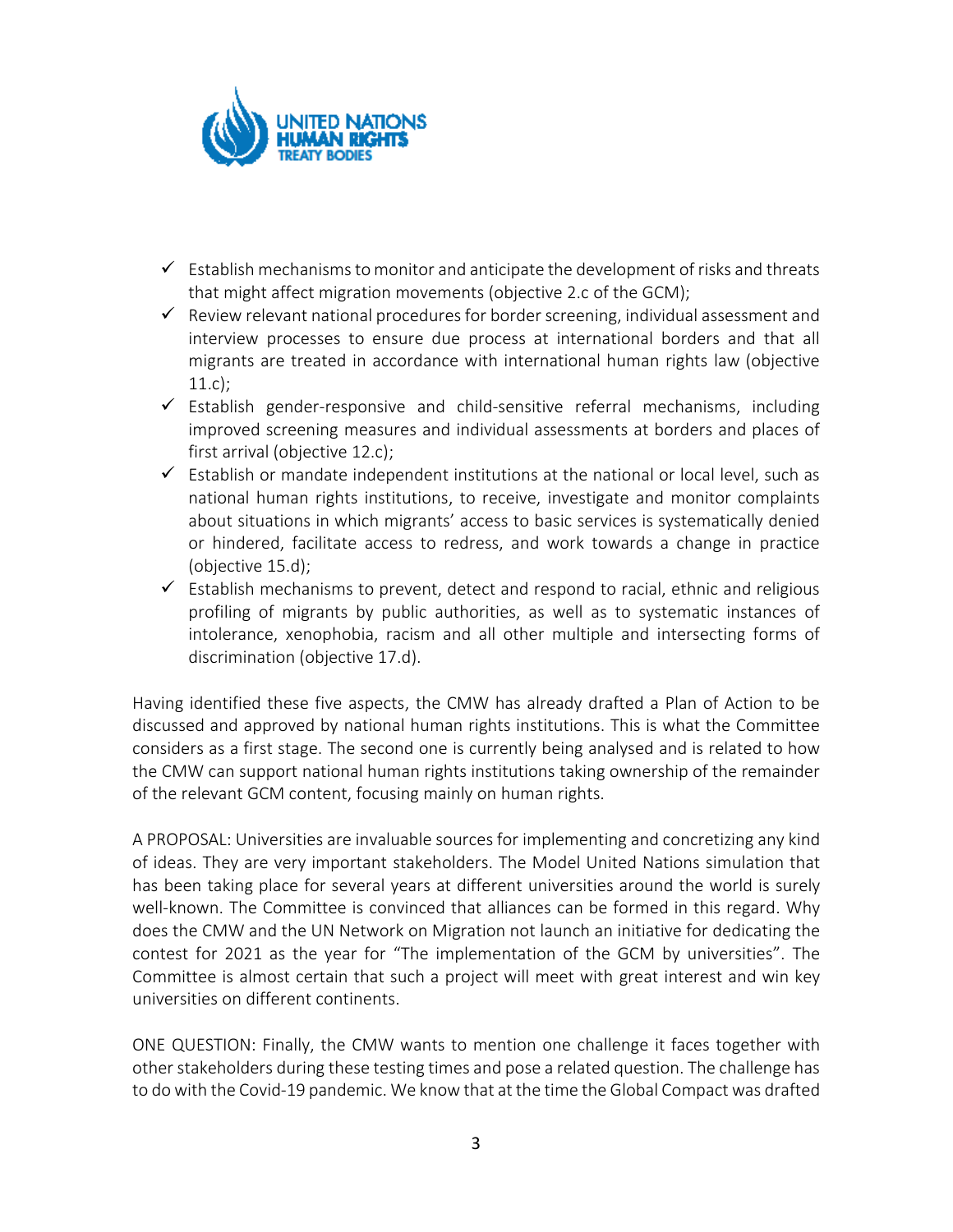- ✓ Establish mechanisms to monitor and anticipate the development of risks and threats that might affect migration movements (objective 2.c of the GCM);
- ✓ Review relevant national procedures for border screening, individual assessment and interview processes to ensure due process at international borders and that all migrants are treated in accordance with international human rights law (objective 11.c);
- ✓ Establish gender-responsive and child-sensitive referral mechanisms, including improved screening measures and individual assessments at borders and places of first arrival (objective 12.c);
- ✓ Establish or mandate independent institutions at the national or local level, such as national human rights institutions, to receive, investigate and monitor complaints about situations in which migrants' access to basic services is systematically denied or hindered, facilitate access to redress, and work towards a change in practice (objective 15.d);
- ✓ Establish mechanisms to prevent, detect and respond to racial, ethnic and religious profiling of migrants by public authorities, as well as to systematic instances of intolerance, xenophobia, racism and all other multiple and intersecting forms of discrimination (objective 17.d).

Having identified these five aspects, the CMW has already drafted a Plan of Action to be discussed and approved by national human rights institutions. This is what the Committee considers as a first stage. The second one is currently being analysed and is related to how the CMW can support national human rights institutions taking ownership of the remainder of the relevant GCM content, focusing mainly on human rights.

A PROPOSAL: Universities are invaluable sources for implementing and concretizing any kind of ideas. They are very important stakeholders. The Model United Nations simulation that has been taking place for several years at different universities around the world is surely well-known. The Committee is convinced that alliances can be formed in this regard. Why does the CMW and the UN Network on Migration not launch an initiative for dedicating the contest for 2021 as the year for "The implementation of the GCM by universities". The Committee is almost certain that such a project will meet with great interest and win key universities on different continents.

ONE QUESTION: Finally, the CMW wants to mention one challenge it faces together with other stakeholders during these testing times and pose a related question. The challenge has to do with the Covid-19 pandemic. We know that at the time the Global Compact was drafted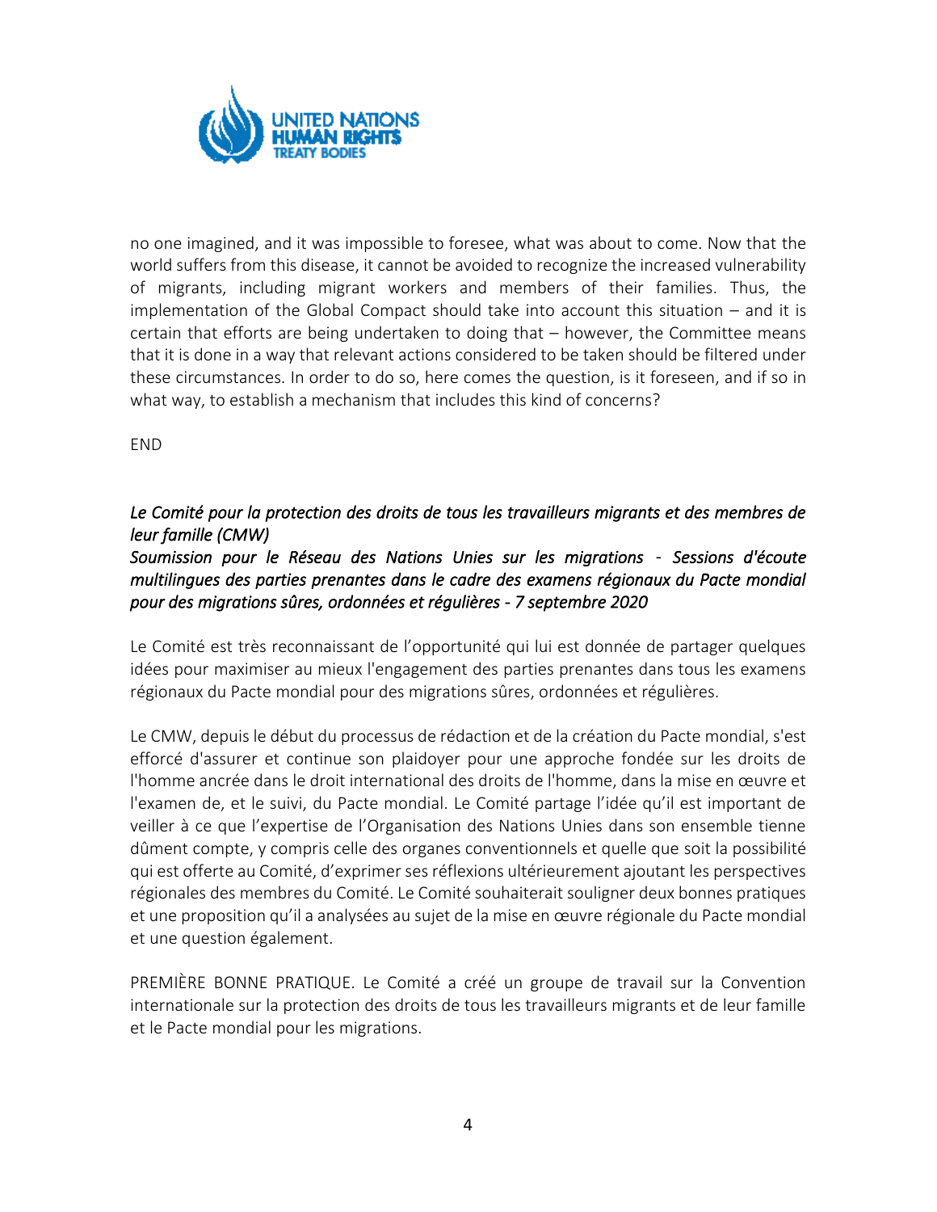no one imagined, and it was impossible to foresee, what was about to come. Now that the world suffers from this disease, it cannot be avoided to recognize the increased vulnerability of migrants, including migrant workers and members of their families. Thus, the implementation of the Global Compact should take into account this situation – and it is certain that efforts are being undertaken to doing that – however, the Committee means that it is done in a way that relevant actions considered to be taken should be filtered under these circumstances. In order to do so, here comes the question, is it foreseen, and if so in what way, to establish a mechanism that includes this kind of concerns?

END

*Le Comité pour la protection des droits de tous les travailleurs migrants et des membres de leur famille (CMW)*
*Soumission pour le Réseau des Nations Unies sur les migrations - Sessions d'écoute multilingues des parties prenantes dans le cadre des examens régionaux du Pacte mondial pour des migrations sûres, ordonnées et régulières - 7 septembre 2020*

Le Comité est très reconnaissant de l'opportunité qui lui est donnée de partager quelques idées pour maximiser au mieux l'engagement des parties prenantes dans tous les examens régionaux du Pacte mondial pour des migrations sûres, ordonnées et régulières.

Le CMW, depuis le début du processus de rédaction et de la création du Pacte mondial, s'est efforcé d'assurer et continue son plaidoyer pour une approche fondée sur les droits de l'homme ancrée dans le droit international des droits de l'homme, dans la mise en œuvre et l'examen de, et le suivi, du Pacte mondial. Le Comité partage l'idée qu'il est important de veiller à ce que l'expertise de l'Organisation des Nations Unies dans son ensemble tienne dûment compte, y compris celle des organes conventionnels et quelle que soit la possibilité qui est offerte au Comité, d'exprimer ses réflexions ultérieurement ajoutant les perspectives régionales des membres du Comité. Le Comité souhaiterait souligner deux bonnes pratiques et une proposition qu'il a analysées au sujet de la mise en œuvre régionale du Pacte mondial et une question également.

PREMIÈRE BONNE PRATIQUE. Le Comité a créé un groupe de travail sur la Convention internationale sur la protection des droits de tous les travailleurs migrants et de leur famille et le Pacte mondial pour les migrations.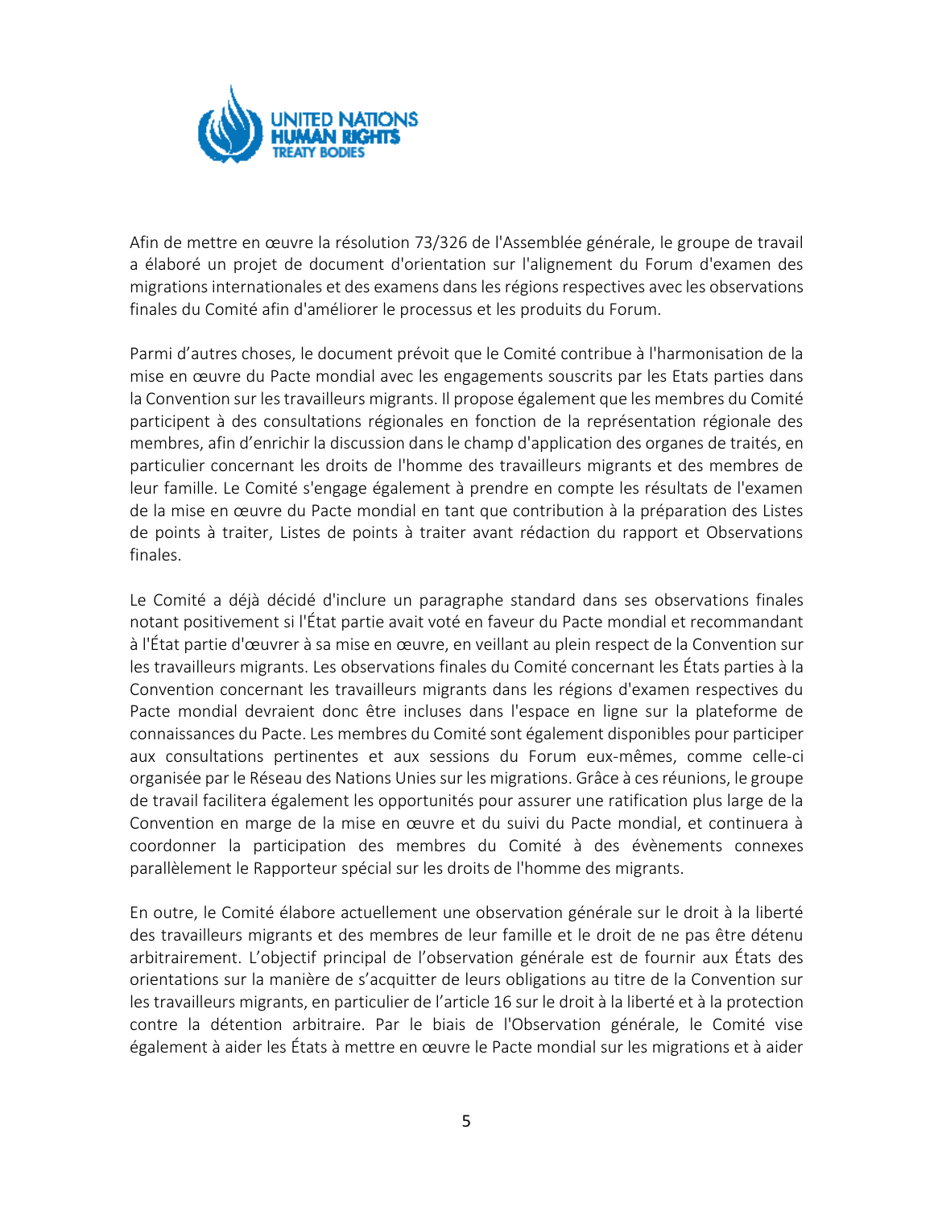Afin de mettre en œuvre la résolution 73/326 de l'Assemblée générale, le groupe de travail a élaboré un projet de document d'orientation sur l'alignement du Forum d'examen des migrations internationales et des examens dans les régions respectives avec les observations finales du Comité afin d'améliorer le processus et les produits du Forum.

Parmi d'autres choses, le document prévoit que le Comité contribue à l'harmonisation de la mise en œuvre du Pacte mondial avec les engagements souscrits par les Etats parties dans la Convention sur les travailleurs migrants. Il propose également que les membres du Comité participent à des consultations régionales en fonction de la représentation régionale des membres, afin d'enrichir la discussion dans le champ d'application des organes de traités, en particulier concernant les droits de l'homme des travailleurs migrants et des membres de leur famille. Le Comité s'engage également à prendre en compte les résultats de l'examen de la mise en œuvre du Pacte mondial en tant que contribution à la préparation des Listes de points à traiter, Listes de points à traiter avant rédaction du rapport et Observations finales.

Le Comité a déjà décidé d'inclure un paragraphe standard dans ses observations finales notant positivement si l'État partie avait voté en faveur du Pacte mondial et recommandant à l'État partie d'œuvrer à sa mise en œuvre, en veillant au plein respect de la Convention sur les travailleurs migrants. Les observations finales du Comité concernant les États parties à la Convention concernant les travailleurs migrants dans les régions d'examen respectives du Pacte mondial devraient donc être incluses dans l'espace en ligne sur la plateforme de connaissances du Pacte. Les membres du Comité sont également disponibles pour participer aux consultations pertinentes et aux sessions du Forum eux-mêmes, comme celle-ci organisée par le Réseau des Nations Unies sur les migrations. Grâce à ces réunions, le groupe de travail facilitera également les opportunités pour assurer une ratification plus large de la Convention en marge de la mise en œuvre et du suivi du Pacte mondial, et continuera à coordonner la participation des membres du Comité à des évènements connexes parallèlement le Rapporteur spécial sur les droits de l'homme des migrants.

En outre, le Comité élabore actuellement une observation générale sur le droit à la liberté des travailleurs migrants et des membres de leur famille et le droit de ne pas être détenu arbitrairement. L'objectif principal de l'observation générale est de fournir aux États des orientations sur la manière de s'acquitter de leurs obligations au titre de la Convention sur les travailleurs migrants, en particulier de l'article 16 sur le droit à la liberté et à la protection contre la détention arbitraire. Par le biais de l'Observation générale, le Comité vise également à aider les États à mettre en œuvre le Pacte mondial sur les migrations et à aider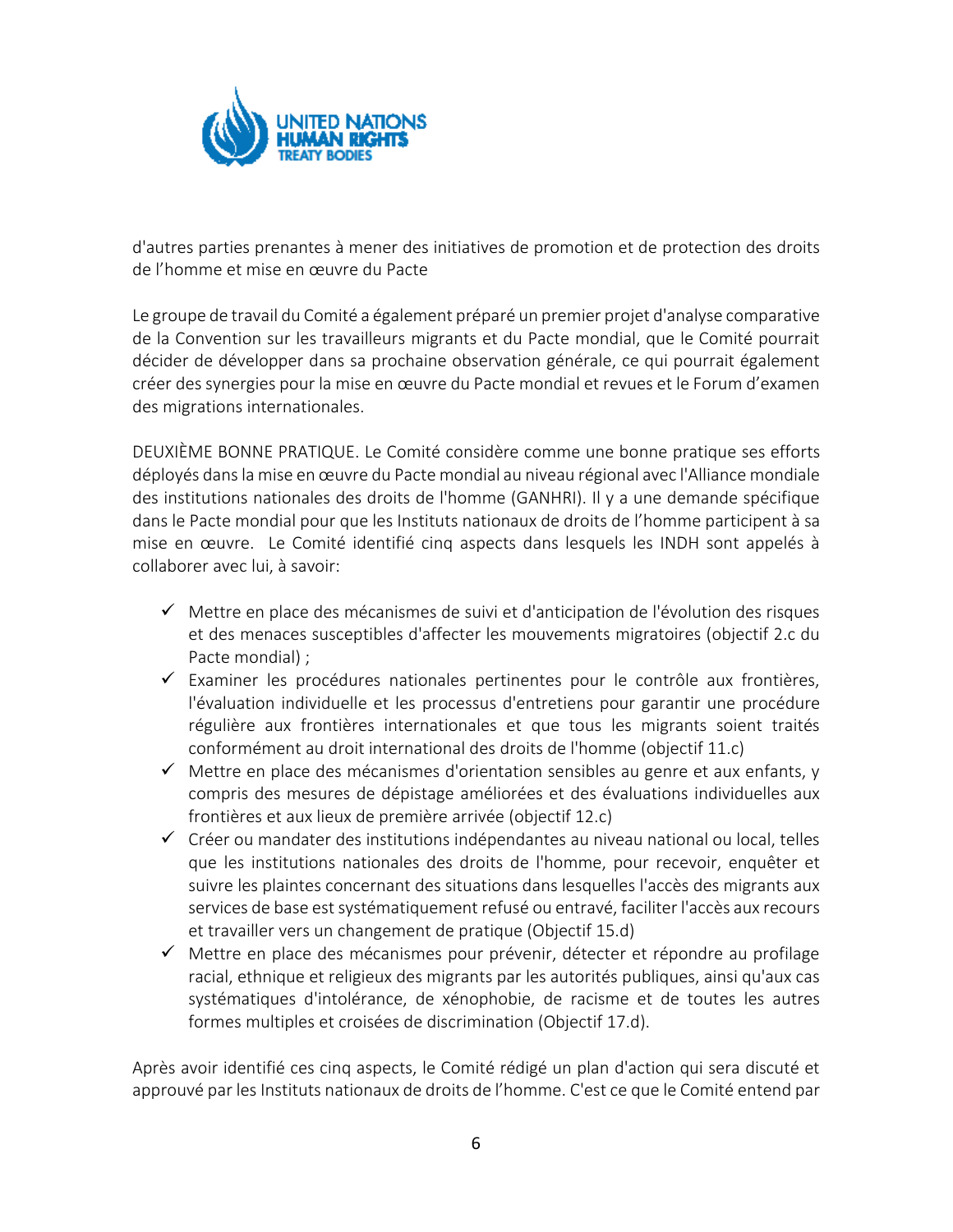d'autres parties prenantes à mener des initiatives de promotion et de protection des droits de l'homme et mise en œuvre du Pacte

Le groupe de travail du Comité a également préparé un premier projet d'analyse comparative de la Convention sur les travailleurs migrants et du Pacte mondial, que le Comité pourrait décider de développer dans sa prochaine observation générale, ce qui pourrait également créer des synergies pour la mise en œuvre du Pacte mondial et revues et le Forum d'examen des migrations internationales.

DEUXIÈME BONNE PRATIQUE. Le Comité considère comme une bonne pratique ses efforts déployés dans la mise en œuvre du Pacte mondial au niveau régional avec l'Alliance mondiale des institutions nationales des droits de l'homme (GANHRI). Il y a une demande spécifique dans le Pacte mondial pour que les Instituts nationaux de droits de l'homme participent à sa mise en œuvre. Le Comité identifié cinq aspects dans lesquels les INDH sont appelés à collaborer avec lui, à savoir:

- ✓ Mettre en place des mécanismes de suivi et d'anticipation de l'évolution des risques et des menaces susceptibles d'affecter les mouvements migratoires (objectif 2.c du Pacte mondial) ;
- ✓ Examiner les procédures nationales pertinentes pour le contrôle aux frontières, l'évaluation individuelle et les processus d'entretiens pour garantir une procédure régulière aux frontières internationales et que tous les migrants soient traités conformément au droit international des droits de l'homme (objectif 11.c)
- ✓ Mettre en place des mécanismes d'orientation sensibles au genre et aux enfants, y compris des mesures de dépistage améliorées et des évaluations individuelles aux frontières et aux lieux de première arrivée (objectif 12.c)
- ✓ Créer ou mandater des institutions indépendantes au niveau national ou local, telles que les institutions nationales des droits de l'homme, pour recevoir, enquêter et suivre les plaintes concernant des situations dans lesquelles l'accès des migrants aux services de base est systématiquement refusé ou entravé, faciliter l'accès aux recours et travailler vers un changement de pratique (Objectif 15.d)
- ✓ Mettre en place des mécanismes pour prévenir, détecter et répondre au profilage racial, ethnique et religieux des migrants par les autorités publiques, ainsi qu'aux cas systématiques d'intolérance, de xénophobie, de racisme et de toutes les autres formes multiples et croisées de discrimination (Objectif 17.d).

Après avoir identifié ces cinq aspects, le Comité rédigé un plan d'action qui sera discuté et approuvé par les Instituts nationaux de droits de l'homme. C'est ce que le Comité entend par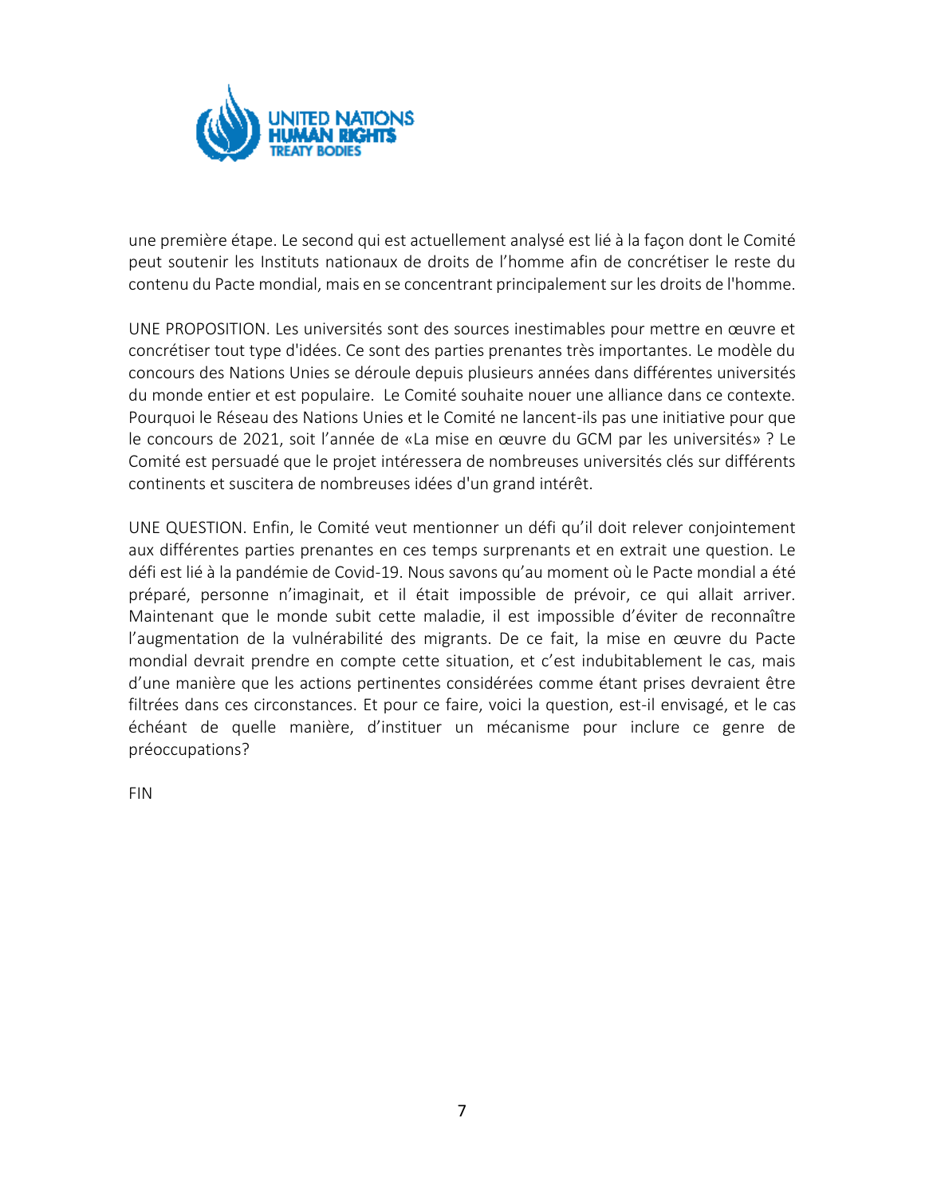une première étape. Le second qui est actuellement analysé est lié à la façon dont le Comité peut soutenir les Instituts nationaux de droits de l'homme afin de concrétiser le reste du contenu du Pacte mondial, mais en se concentrant principalement sur les droits de l'homme.

UNE PROPOSITION. Les universités sont des sources inestimables pour mettre en œuvre et concrétiser tout type d'idées. Ce sont des parties prenantes très importantes. Le modèle du concours des Nations Unies se déroule depuis plusieurs années dans différentes universités du monde entier et est populaire. Le Comité souhaite nouer une alliance dans ce contexte. Pourquoi le Réseau des Nations Unies et le Comité ne lancent-ils pas une initiative pour que le concours de 2021, soit l'année de «La mise en œuvre du GCM par les universités» ? Le Comité est persuadé que le projet intéressera de nombreuses universités clés sur différents continents et suscitera de nombreuses idées d'un grand intérêt.

UNE QUESTION. Enfin, le Comité veut mentionner un défi qu'il doit relever conjointement aux différentes parties prenantes en ces temps surprenants et en extrait une question. Le défi est lié à la pandémie de Covid-19. Nous savons qu'au moment où le Pacte mondial a été préparé, personne n'imaginait, et il était impossible de prévoir, ce qui allait arriver. Maintenant que le monde subit cette maladie, il est impossible d'éviter de reconnaître l'augmentation de la vulnérabilité des migrants. De ce fait, la mise en œuvre du Pacte mondial devrait prendre en compte cette situation, et c'est indubitablement le cas, mais d'une manière que les actions pertinentes considérées comme étant prises devraient être filtrées dans ces circonstances. Et pour ce faire, voici la question, est-il envisagé, et le cas échéant de quelle manière, d'instituer un mécanisme pour inclure ce genre de préoccupations?

FIN